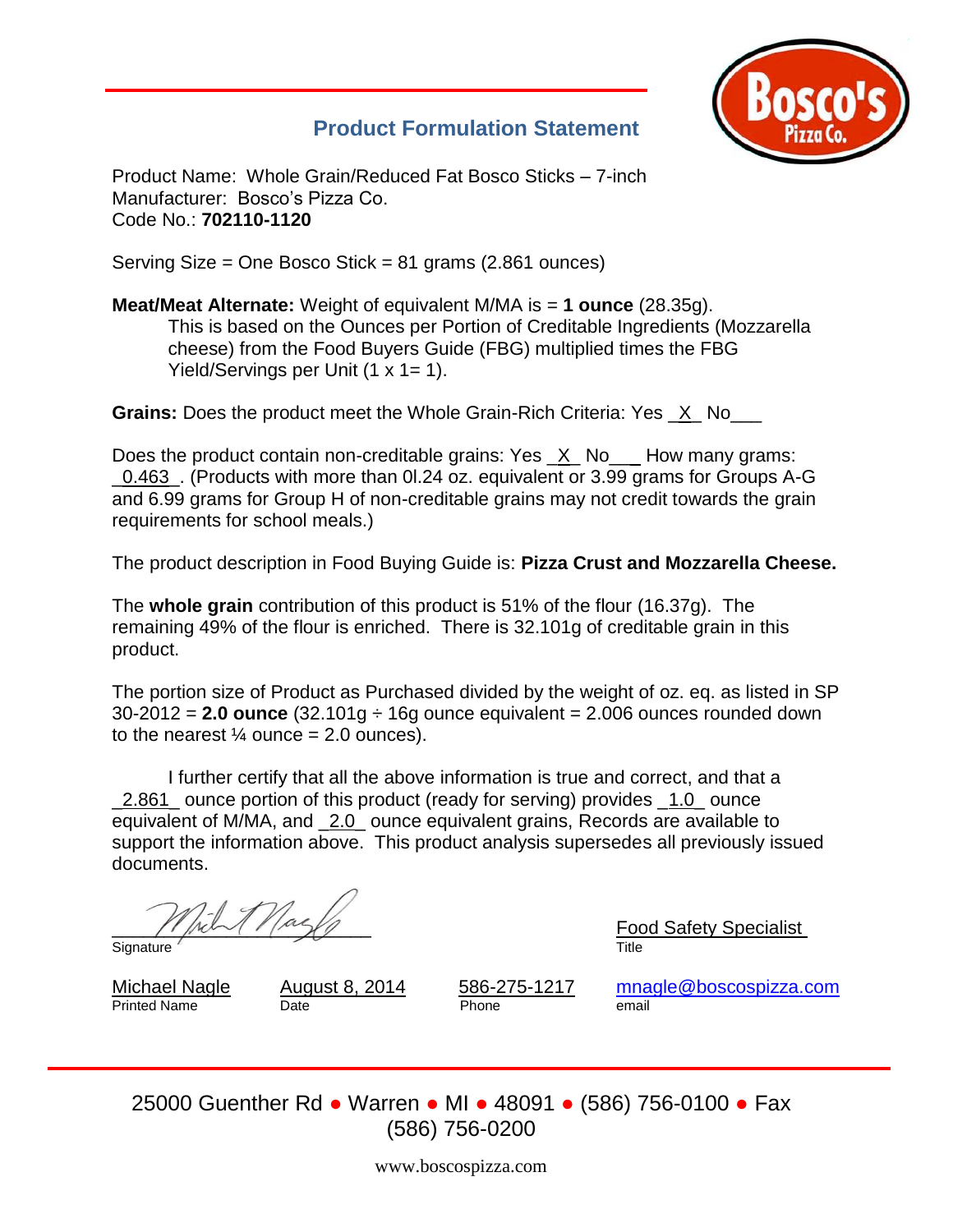## Product Formulation Statement

Product Name: Whole Grain/Reduced Fat Bosco Sticks – 7-inch
Manufacturer: Bosco's Pizza Co.
Code No.: **702110-1120**

Serving Size = One Bosco Stick = 81 grams (2.861 ounces)

**Meat/Meat Alternate:** Weight of equivalent M/MA is = **1 ounce** (28.35g).
This is based on the Ounces per Portion of Creditable Ingredients (Mozzarella cheese) from the Food Buyers Guide (FBG) multiplied times the FBG Yield/Servings per Unit (1 x 1= 1).

**Grains:** Does the product meet the Whole Grain-Rich Criteria: Yes _X_ No___

Does the product contain non-creditable grains: Yes _X_ No___ How many grams: _0.463_. (Products with more than 0l.24 oz. equivalent or 3.99 grams for Groups A-G and 6.99 grams for Group H of non-creditable grains may not credit towards the grain requirements for school meals.)

The product description in Food Buying Guide is: **Pizza Crust and Mozzarella Cheese.**

The **whole grain** contribution of this product is 51% of the flour (16.37g). The remaining 49% of the flour is enriched. There is 32.101g of creditable grain in this product.

The portion size of Product as Purchased divided by the weight of oz. eq. as listed in SP 30-2012 = **2.0 ounce** (32.101g ÷ 16g ounce equivalent = 2.006 ounces rounded down to the nearest ¼ ounce = 2.0 ounces).

I further certify that all the above information is true and correct, and that a _2.861_ ounce portion of this product (ready for serving) provides _1.0_ ounce equivalent of M/MA, and _2.0_ ounce equivalent grains, Records are available to support the information above. This product analysis supersedes all previously issued documents.

Signature: [signature]    Title: Food Safety Specialist

Printed Name: Michael Nagle    Date: August 8, 2014    Phone: 586-275-1217    email: mnagle@boscospizza.com

25000 Guenther Rd ● Warren ● MI ● 48091 ● (586) 756-0100 ● Fax (586) 756-0200

www.boscospizza.com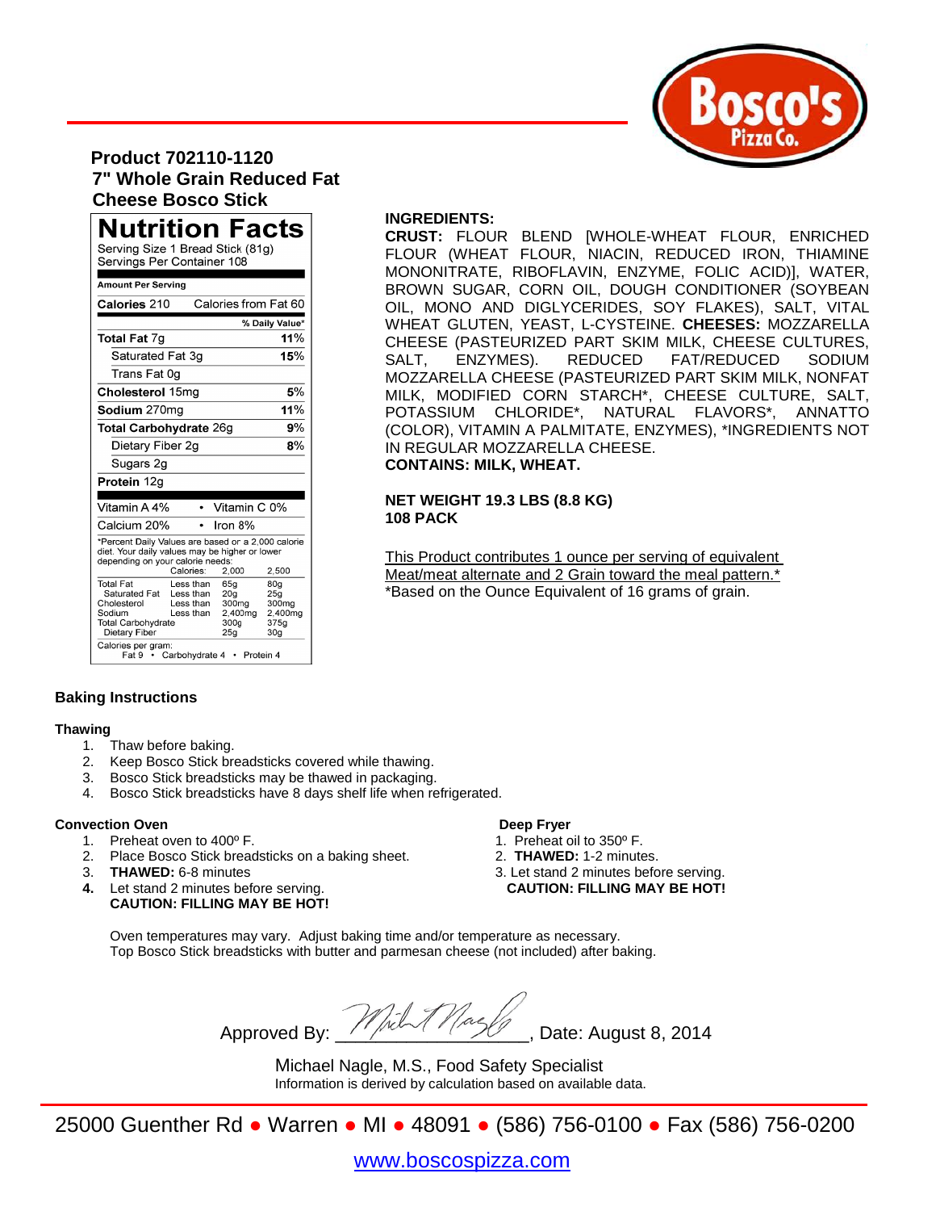**Product 702110-1120**
**7" Whole Grain Reduced Fat Cheese Bosco Stick**

## Nutrition Facts

Serving Size 1 Bread Stick (81g)
Servings Per Container 108

**Amount Per Serving**

| | |
|---|---|
| **Calories** 210 | Calories from Fat 60 |
| | **% Daily Value*** |
| **Total Fat** 7g | **11%** |
| Saturated Fat 3g | **15%** |
| Trans Fat 0g | |
| **Cholesterol** 15mg | **5%** |
| **Sodium** 270mg | **11%** |
| **Total Carbohydrate** 26g | **9%** |
| Dietary Fiber 2g | **8%** |
| Sugars 2g | |
| **Protein** 12g | |

Vitamin A 4% • Vitamin C 0%
Calcium 20% • Iron 8%

*Percent Daily Values are based on a 2,000 calorie diet. Your daily values may be higher or lower depending on your calorie needs:

| | Calories: | 2,000 | 2,500 |
|---|---|---|---|
| Total Fat | Less than | 65g | 80g |
| Saturated Fat | Less than | 20g | 25g |
| Cholesterol | Less than | 300mg | 300mg |
| Sodium | Less than | 2,400mg | 2,400mg |
| Total Carbohydrate | | 300g | 375g |
| Dietary Fiber | | 25g | 30g |

Calories per gram:
Fat 9 • Carbohydrate 4 • Protein 4

**INGREDIENTS:**
**CRUST:** FLOUR BLEND [WHOLE-WHEAT FLOUR, ENRICHED FLOUR (WHEAT FLOUR, NIACIN, REDUCED IRON, THIAMINE MONONITRATE, RIBOFLAVIN, ENZYME, FOLIC ACID)], WATER, BROWN SUGAR, CORN OIL, DOUGH CONDITIONER (SOYBEAN OIL, MONO AND DIGLYCERIDES, SOY FLAKES), SALT, VITAL WHEAT GLUTEN, YEAST, L-CYSTEINE. **CHEESES:** MOZZARELLA CHEESE (PASTEURIZED PART SKIM MILK, CHEESE CULTURES, SALT, ENZYMES). REDUCED FAT/REDUCED SODIUM MOZZARELLA CHEESE (PASTEURIZED PART SKIM MILK, NONFAT MILK, MODIFIED CORN STARCH*, CHEESE CULTURE, SALT, POTASSIUM CHLORIDE*, NATURAL FLAVORS*, ANNATTO (COLOR), VITAMIN A PALMITATE, ENZYMES), *INGREDIENTS NOT IN REGULAR MOZZARELLA CHEESE.
**CONTAINS: MILK, WHEAT.**

**NET WEIGHT 19.3 LBS (8.8 KG)**
**108 PACK**

This Product contributes 1 ounce per serving of equivalent Meat/meat alternate and 2 Grain toward the meal pattern.*
*Based on the Ounce Equivalent of 16 grams of grain.

### Baking Instructions

**Thawing**

1. Thaw before baking.
2. Keep Bosco Stick breadsticks covered while thawing.
3. Bosco Stick breadsticks may be thawed in packaging.
4. Bosco Stick breadsticks have 8 days shelf life when refrigerated.

**Convection Oven**

1. Preheat oven to 400º F.
2. Place Bosco Stick breadsticks on a baking sheet.
3. **THAWED:** 6-8 minutes
4. Let stand 2 minutes before serving.
   **CAUTION: FILLING MAY BE HOT!**

**Deep Fryer**

1. Preheat oil to 350º F.
2. **THAWED:** 1-2 minutes.
3. Let stand 2 minutes before serving.
   **CAUTION: FILLING MAY BE HOT!**

Oven temperatures may vary. Adjust baking time and/or temperature as necessary.
Top Bosco Stick breadsticks with butter and parmesan cheese (not included) after baking.

Approved By: ____________________, Date: August 8, 2014

Michael Nagle, M.S., Food Safety Specialist
Information is derived by calculation based on available data.

25000 Guenther Rd ● Warren ● MI ● 48091 ● (586) 756-0100 ● Fax (586) 756-0200

www.boscospizza.com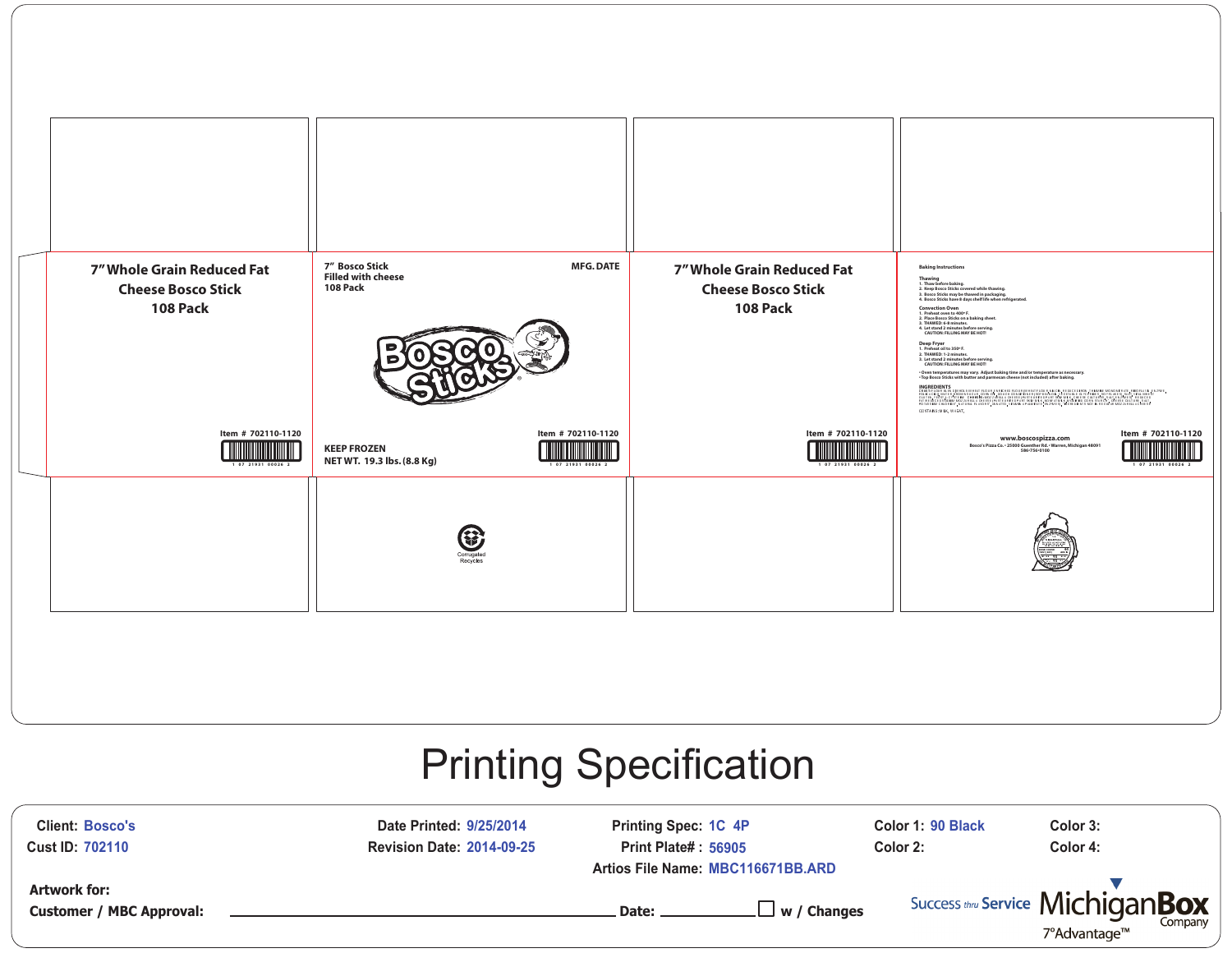7" Whole Grain Reduced Fat
Cheese Bosco Stick
108 Pack

Item # 702110-1120

1 07 21931 00026 2

7" Bosco Stick
Filled with cheese
108 Pack

MFG. DATE

Bosco Sticks®

KEEP FROZEN
NET WT. 19.3 lbs. (8.8 Kg)

Item # 702110-1120

1 07 21931 00026 2

Corrugated Recycles

7" Whole Grain Reduced Fat
Cheese Bosco Stick
108 Pack

Item # 702110-1120

1 07 21931 00026 2

**Baking Instructions**

**Thawing**
1. Thaw before baking.
2. Keep Bosco Sticks covered while thawing.
3. Bosco Sticks may be thawed in packaging.
4. Bosco Sticks have 8 days shelf life when refrigerated.

**Convection Oven**
1. Preheat oven to 400° F.
2. Place Bosco Sticks on a baking sheet.
3. THAWED: 6-8 minutes.
4. Let stand 2 minutes before serving.
CAUTION: FILLING MAY BE HOT!

**Deep Fryer**
1. Preheat oil to 350° F.
2. THAWED: 1-2 minutes.
3. Let stand 2 minutes before serving.
CAUTION: FILLING MAY BE HOT!

• Oven temperatures may vary. Adjust baking time and/or temperature as necessary.
• Top Bosco Sticks with butter and parmesan cheese (not included) after baking.

**INGREDIENTS**

CONTAINS: MILK, WHEAT.

www.boscospizza.com
Bosco's Pizza Co. • 25000 Guenther Rd. • Warren, Michigan 48091
586-756-0100

Item # 702110-1120

1 07 21931 00026 2

# Printing Specification

Client: Bosco's
Cust ID: 702110

Date Printed: 9/25/2014
Revision Date: 2014-09-25

Printing Spec: 1C 4P
Print Plate# : 56905
Artios File Name: MBC116671BB.ARD

Color 1: 90 Black
Color 2:

Color 3:
Color 4:

Artwork for:
Customer / MBC Approval: ______________________ Date: __________ ☐ w / Changes

Success thru Service MichiganBox Company 7°Advantage™